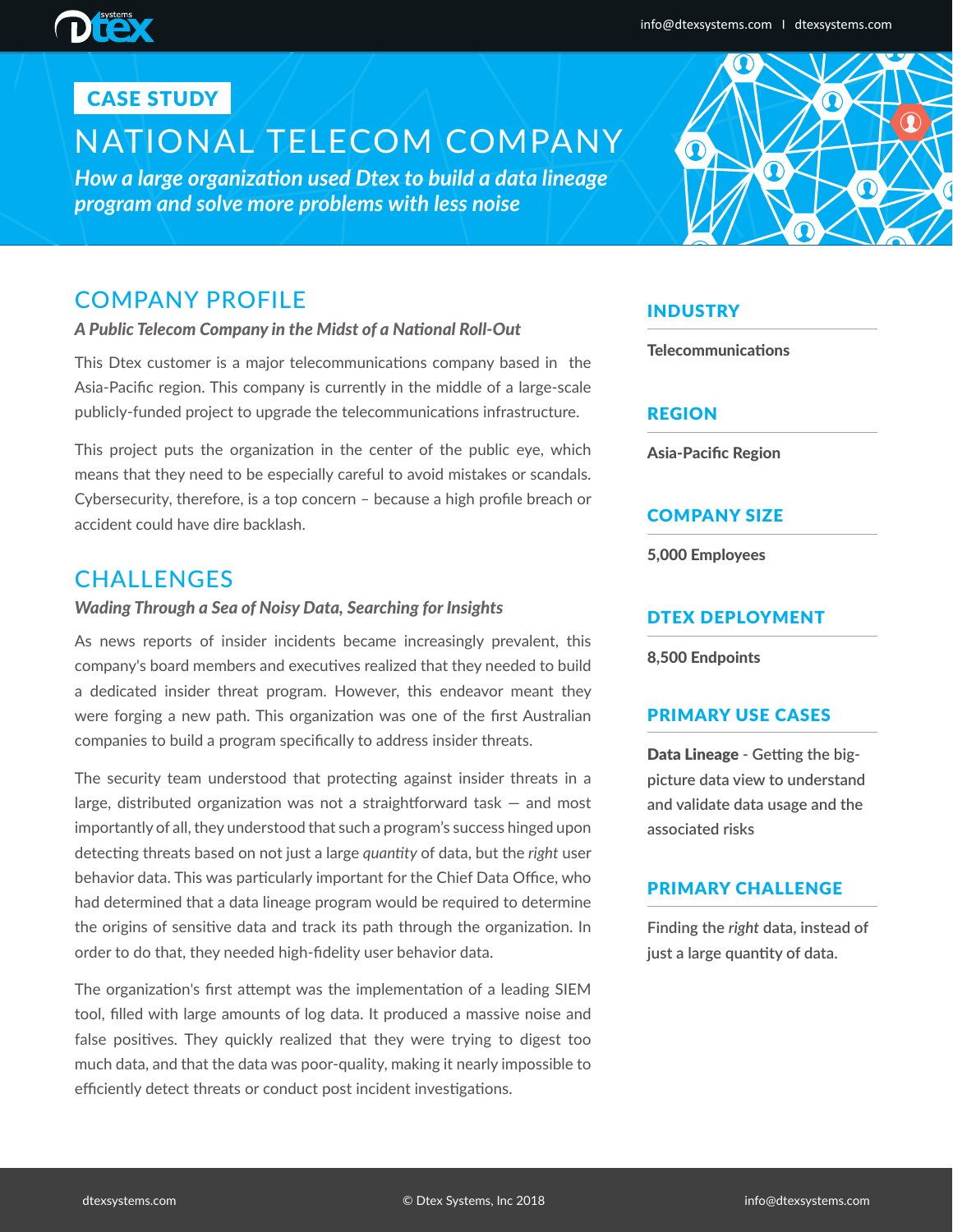CASE STUDY

# NATIONAL TELECOM COMPANY

***How a large organization used Dtex to build a data lineage program and solve more problems with less noise***

## COMPANY PROFILE

***A Public Telecom Company in the Midst of a National Roll-Out***

This Dtex customer is a major telecommunications company based in the Asia-Pacific region. This company is currently in the middle of a large-scale publicly-funded project to upgrade the telecommunications infrastructure.

This project puts the organization in the center of the public eye, which means that they need to be especially careful to avoid mistakes or scandals. Cybersecurity, therefore, is a top concern – because a high profile breach or accident could have dire backlash.

## CHALLENGES

***Wading Through a Sea of Noisy Data, Searching for Insights***

As news reports of insider incidents became increasingly prevalent, this company's board members and executives realized that they needed to build a dedicated insider threat program. However, this endeavor meant they were forging a new path. This organization was one of the first Australian companies to build a program specifically to address insider threats.

The security team understood that protecting against insider threats in a large, distributed organization was not a straightforward task — and most importantly of all, they understood that such a program's success hinged upon detecting threats based on not just a large *quantity* of data, but the *right* user behavior data. This was particularly important for the Chief Data Office, who had determined that a data lineage program would be required to determine the origins of sensitive data and track its path through the organization. In order to do that, they needed high-fidelity user behavior data.

The organization's first attempt was the implementation of a leading SIEM tool, filled with large amounts of log data. It produced a massive noise and false positives. They quickly realized that they were trying to digest too much data, and that the data was poor-quality, making it nearly impossible to efficiently detect threats or conduct post incident investigations.

### INDUSTRY

**Telecommunications**

### REGION

**Asia-Pacific Region**

### COMPANY SIZE

**5,000 Employees**

### DTEX DEPLOYMENT

**8,500 Endpoints**

### PRIMARY USE CASES

**Data Lineage** - Getting the big-picture data view to understand and validate data usage and the associated risks

### PRIMARY CHALLENGE

Finding the *right* data, instead of just a large quantity of data.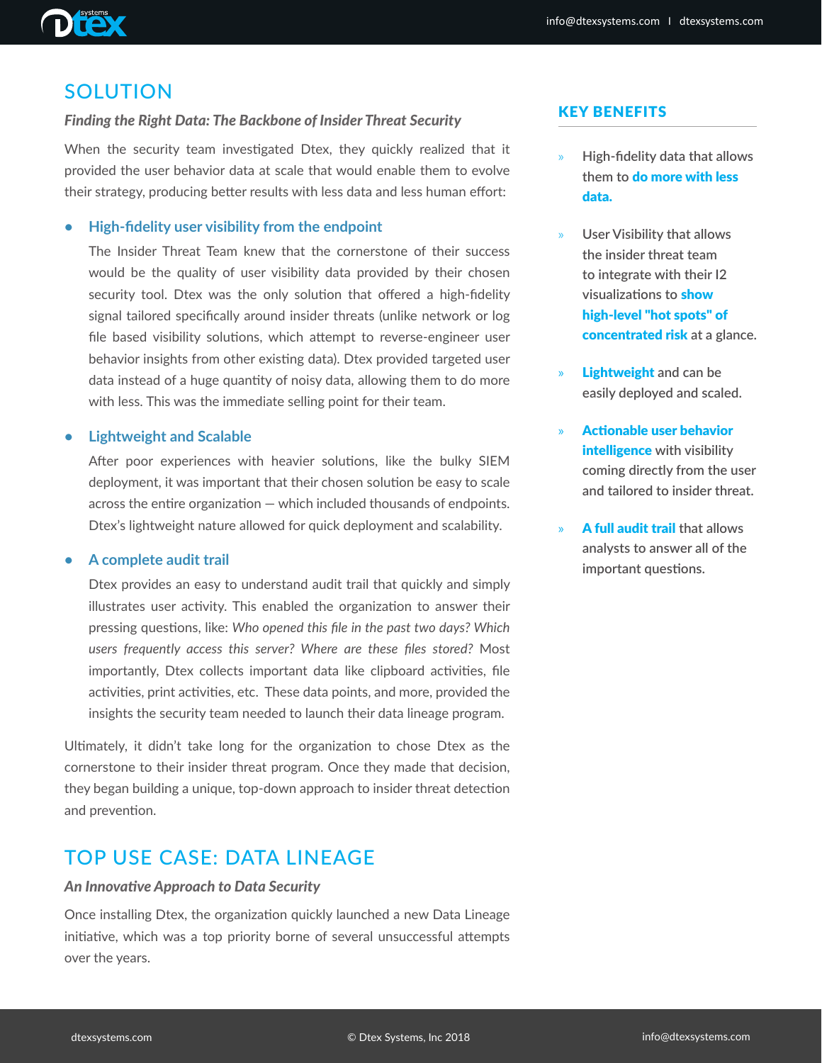## SOLUTION

***Finding the Right Data: The Backbone of Insider Threat Security***

When the security team investigated Dtex, they quickly realized that it provided the user behavior data at scale that would enable them to evolve their strategy, producing better results with less data and less human effort:

- **High-fidelity user visibility from the endpoint**

  The Insider Threat Team knew that the cornerstone of their success would be the quality of user visibility data provided by their chosen security tool. Dtex was the only solution that offered a high-fidelity signal tailored specifically around insider threats (unlike network or log file based visibility solutions, which attempt to reverse-engineer user behavior insights from other existing data). Dtex provided targeted user data instead of a huge quantity of noisy data, allowing them to do more with less. This was the immediate selling point for their team.

- **Lightweight and Scalable**

  After poor experiences with heavier solutions, like the bulky SIEM deployment, it was important that their chosen solution be easy to scale across the entire organization — which included thousands of endpoints. Dtex's lightweight nature allowed for quick deployment and scalability.

- **A complete audit trail**

  Dtex provides an easy to understand audit trail that quickly and simply illustrates user activity. This enabled the organization to answer their pressing questions, like: *Who opened this file in the past two days? Which users frequently access this server? Where are these files stored?* Most importantly, Dtex collects important data like clipboard activities, file activities, print activities, etc. These data points, and more, provided the insights the security team needed to launch their data lineage program.

Ultimately, it didn't take long for the organization to chose Dtex as the cornerstone to their insider threat program. Once they made that decision, they began building a unique, top-down approach to insider threat detection and prevention.

## TOP USE CASE: DATA LINEAGE

***An Innovative Approach to Data Security***

Once installing Dtex, the organization quickly launched a new Data Lineage initiative, which was a top priority borne of several unsuccessful attempts over the years.

### KEY BENEFITS

- High-fidelity data that allows them to **do more with less data.**
- User Visibility that allows the insider threat team to integrate with their I2 visualizations to **show high-level "hot spots" of concentrated risk** at a glance.
- **Lightweight** and can be easily deployed and scaled.
- **Actionable user behavior intelligence** with visibility coming directly from the user and tailored to insider threat.
- **A full audit trail** that allows analysts to answer all of the important questions.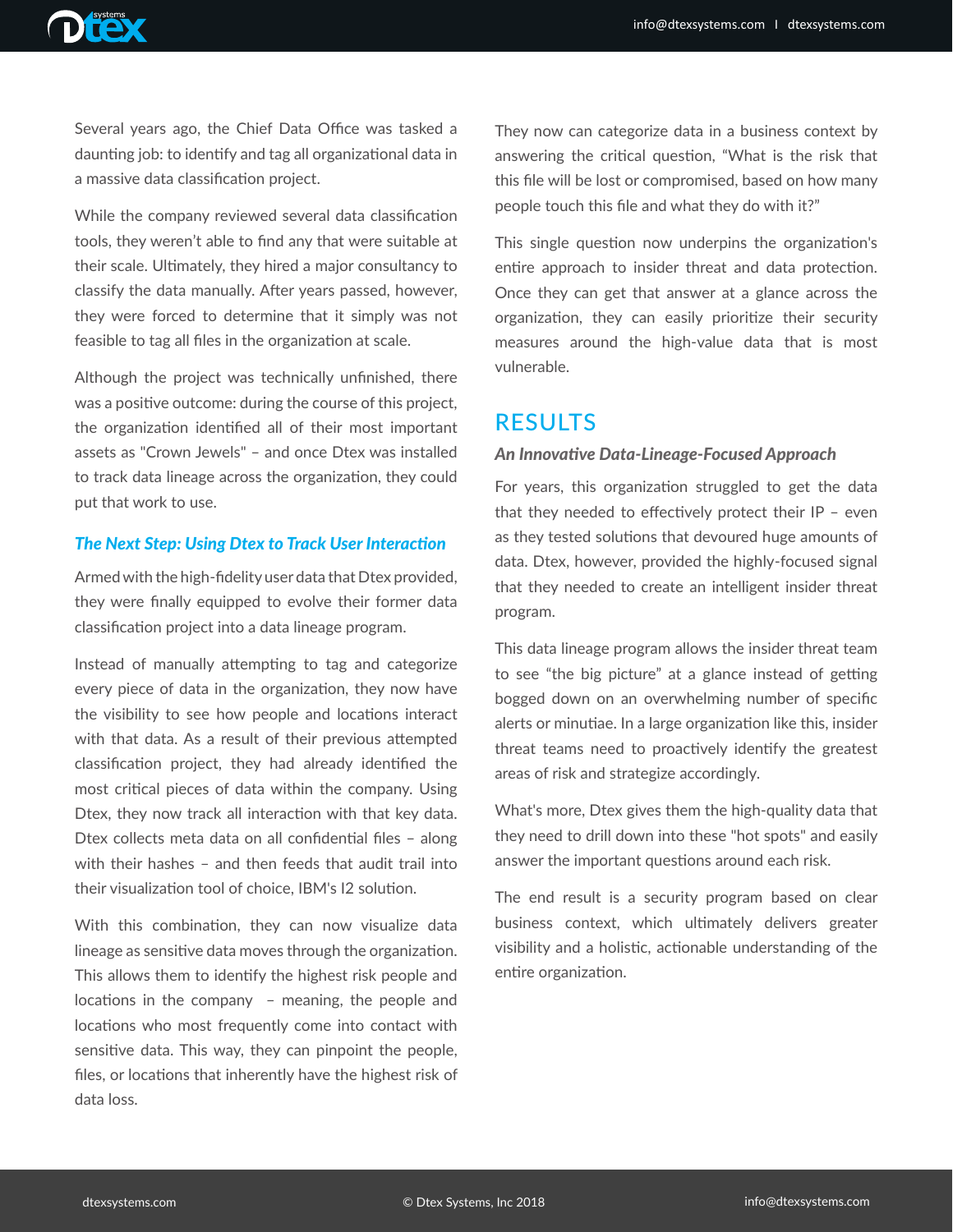Several years ago, the Chief Data Office was tasked a daunting job: to identify and tag all organizational data in a massive data classification project.

While the company reviewed several data classification tools, they weren't able to find any that were suitable at their scale. Ultimately, they hired a major consultancy to classify the data manually. After years passed, however, they were forced to determine that it simply was not feasible to tag all files in the organization at scale.

Although the project was technically unfinished, there was a positive outcome: during the course of this project, the organization identified all of their most important assets as "Crown Jewels" – and once Dtex was installed to track data lineage across the organization, they could put that work to use.

### *The Next Step: Using Dtex to Track User Interaction*

Armed with the high-fidelity user data that Dtex provided, they were finally equipped to evolve their former data classification project into a data lineage program.

Instead of manually attempting to tag and categorize every piece of data in the organization, they now have the visibility to see how people and locations interact with that data. As a result of their previous attempted classification project, they had already identified the most critical pieces of data within the company. Using Dtex, they now track all interaction with that key data. Dtex collects meta data on all confidential files – along with their hashes – and then feeds that audit trail into their visualization tool of choice, IBM's I2 solution.

With this combination, they can now visualize data lineage as sensitive data moves through the organization. This allows them to identify the highest risk people and locations in the company – meaning, the people and locations who most frequently come into contact with sensitive data. This way, they can pinpoint the people, files, or locations that inherently have the highest risk of data loss.

They now can categorize data in a business context by answering the critical question, "What is the risk that this file will be lost or compromised, based on how many people touch this file and what they do with it?"

This single question now underpins the organization's entire approach to insider threat and data protection. Once they can get that answer at a glance across the organization, they can easily prioritize their security measures around the high-value data that is most vulnerable.

## RESULTS

### *An Innovative Data-Lineage-Focused Approach*

For years, this organization struggled to get the data that they needed to effectively protect their IP – even as they tested solutions that devoured huge amounts of data. Dtex, however, provided the highly-focused signal that they needed to create an intelligent insider threat program.

This data lineage program allows the insider threat team to see "the big picture" at a glance instead of getting bogged down on an overwhelming number of specific alerts or minutiae. In a large organization like this, insider threat teams need to proactively identify the greatest areas of risk and strategize accordingly.

What's more, Dtex gives them the high-quality data that they need to drill down into these "hot spots" and easily answer the important questions around each risk.

The end result is a security program based on clear business context, which ultimately delivers greater visibility and a holistic, actionable understanding of the entire organization.